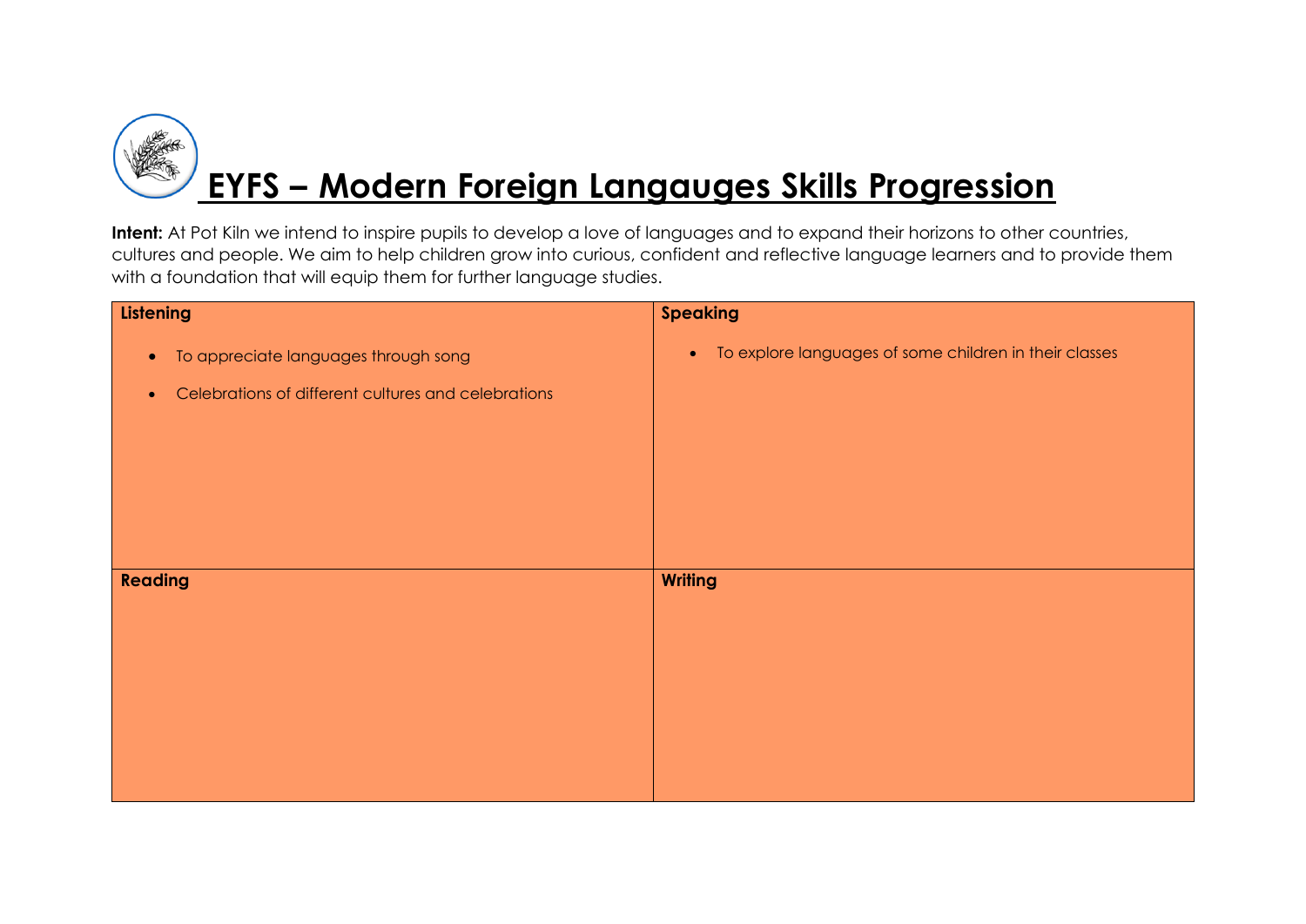# EYFS – Modern Foreign Langauges Skills Progression

**Intent:** At Pot Kiln we intend to inspire pupils to develop a love of languages and to expand their horizons to other countries, cultures and people. We aim to help children grow into curious, confident and reflective language learners and to provide them with a foundation that will equip them for further language studies.

| **Listening** | **Speaking** |
|---|---|
| • To appreciate languages through song<br>• Celebrations of different cultures and celebrations | • To explore languages of some children in their classes |
| **Reading** | **Writing** |
| | |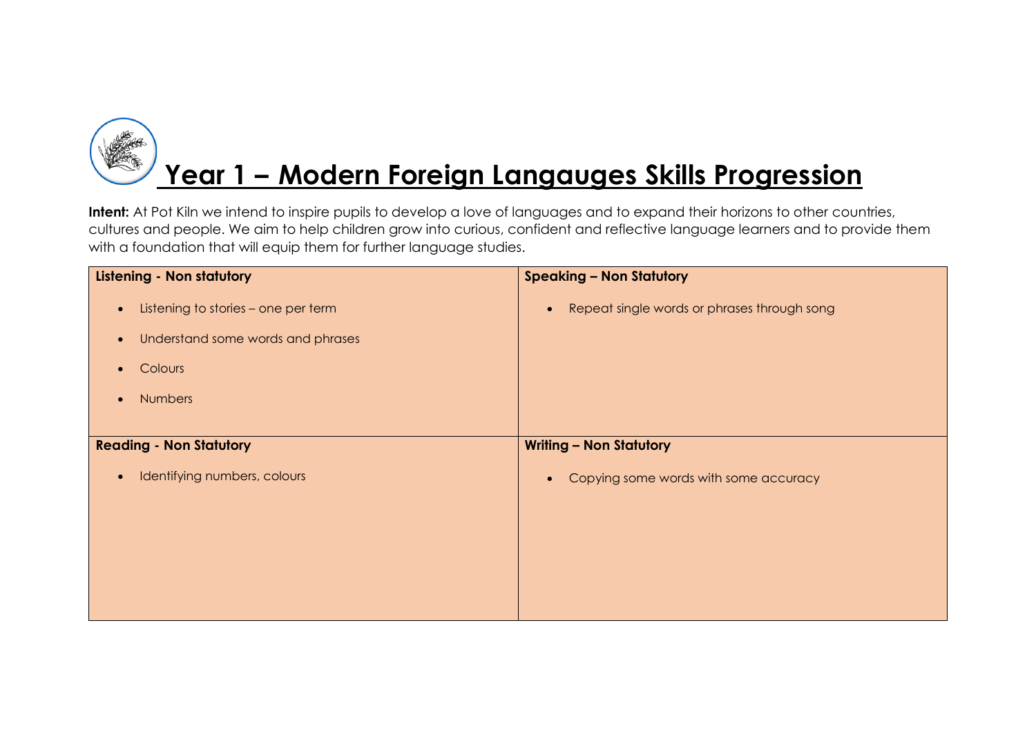# Year 1 – Modern Foreign Langauges Skills Progression

**Intent:** At Pot Kiln we intend to inspire pupils to develop a love of languages and to expand their horizons to other countries, cultures and people. We aim to help children grow into curious, confident and reflective language learners and to provide them with a foundation that will equip them for further language studies.

| **Listening - Non statutory** | **Speaking – Non Statutory** |
|---|---|
| • Listening to stories – one per term<br>• Understand some words and phrases<br>• Colours<br>• Numbers | • Repeat single words or phrases through song |
| **Reading - Non Statutory** | **Writing – Non Statutory** |
| • Identifying numbers, colours | • Copying some words with some accuracy |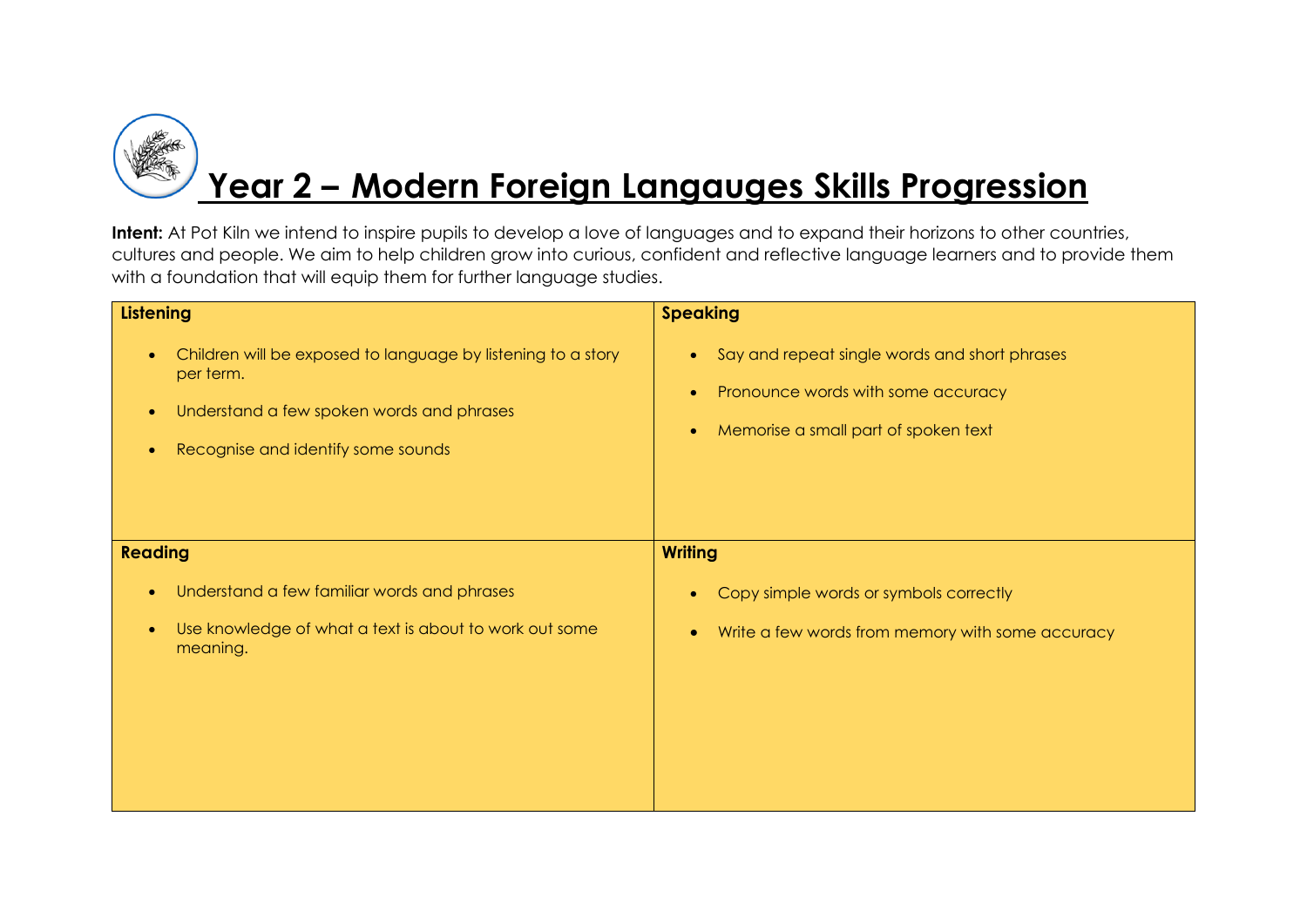# Year 2 – Modern Foreign Langauges Skills Progression

**Intent:** At Pot Kiln we intend to inspire pupils to develop a love of languages and to expand their horizons to other countries, cultures and people. We aim to help children grow into curious, confident and reflective language learners and to provide them with a foundation that will equip them for further language studies.

| **Listening** | **Speaking** |
| --- | --- |
| • Children will be exposed to language by listening to a story per term.<br>• Understand a few spoken words and phrases<br>• Recognise and identify some sounds | • Say and repeat single words and short phrases<br>• Pronounce words with some accuracy<br>• Memorise a small part of spoken text |
| **Reading** | **Writing** |
| • Understand a few familiar words and phrases<br>• Use knowledge of what a text is about to work out some meaning. | • Copy simple words or symbols correctly<br>• Write a few words from memory with some accuracy |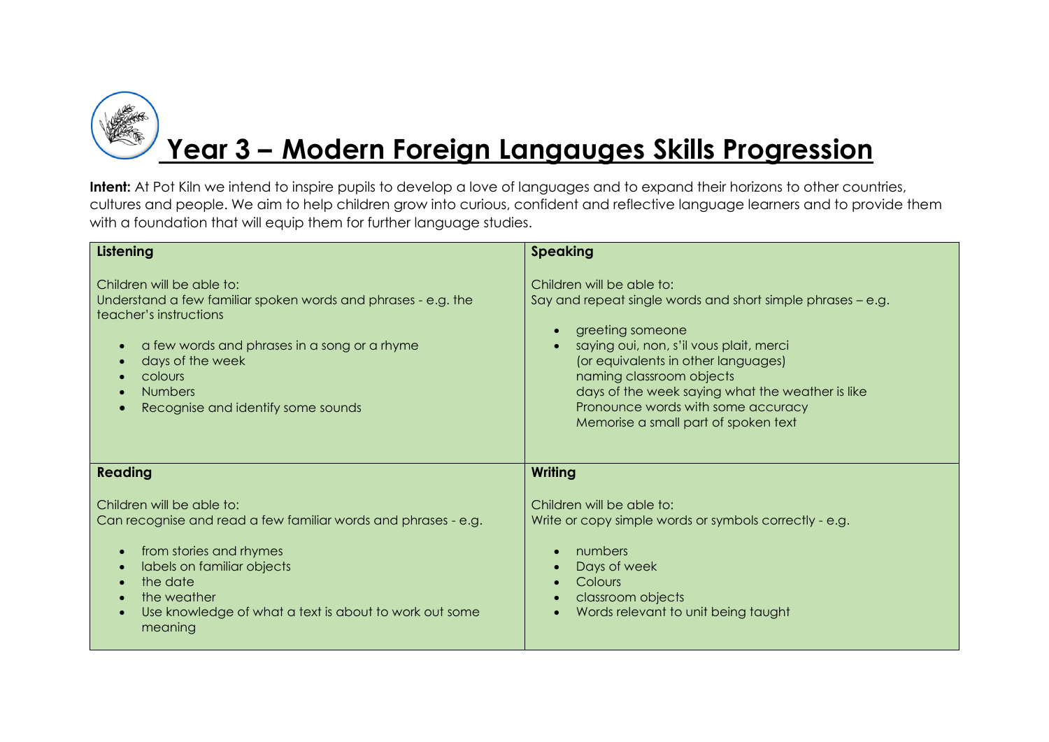# Year 3 – Modern Foreign Langauges Skills Progression

**Intent:** At Pot Kiln we intend to inspire pupils to develop a love of languages and to expand their horizons to other countries, cultures and people. We aim to help children grow into curious, confident and reflective language learners and to provide them with a foundation that will equip them for further language studies.

| Listening | Speaking |
| --- | --- |
| Children will be able to:<br>Understand a few familiar spoken words and phrases - e.g. the teacher's instructions<br>• a few words and phrases in a song or a rhyme<br>• days of the week<br>• colours<br>• Numbers<br>• Recognise and identify some sounds | Children will be able to:<br>Say and repeat single words and short simple phrases – e.g.<br>• greeting someone<br>• saying oui, non, s'il vous plait, merci (or equivalents in other languages) naming classroom objects days of the week saying what the weather is like Pronounce words with some accuracy Memorise a small part of spoken text |
| **Reading** | **Writing** |
| Children will be able to:<br>Can recognise and read a few familiar words and phrases - e.g.<br>• from stories and rhymes<br>• labels on familiar objects<br>• the date<br>• the weather<br>• Use knowledge of what a text is about to work out some meaning | Children will be able to:<br>Write or copy simple words or symbols correctly - e.g.<br>• numbers<br>• Days of week<br>• Colours<br>• classroom objects<br>• Words relevant to unit being taught |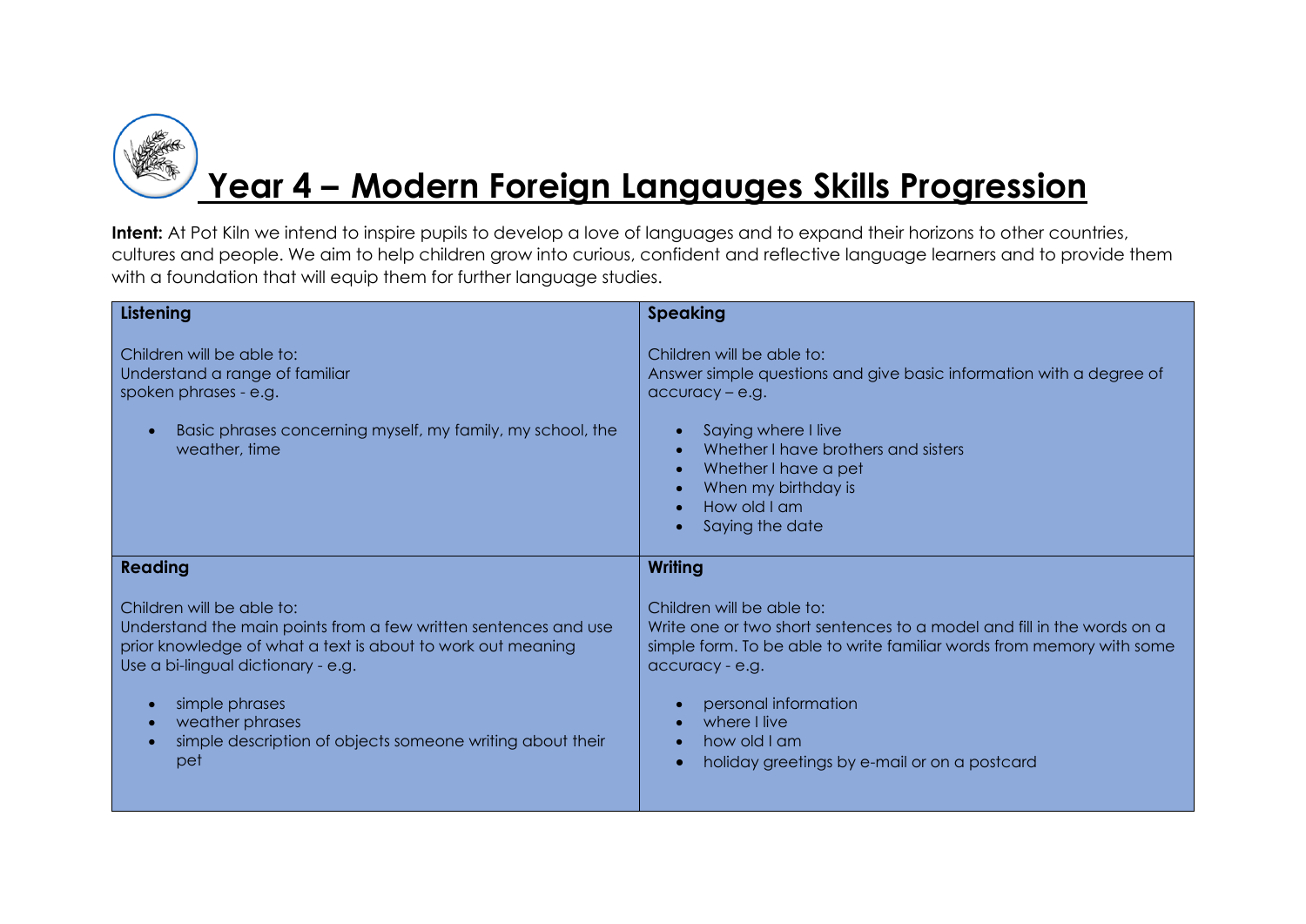# Year 4 – Modern Foreign Langauges Skills Progression

**Intent:** At Pot Kiln we intend to inspire pupils to develop a love of languages and to expand their horizons to other countries, cultures and people. We aim to help children grow into curious, confident and reflective language learners and to provide them with a foundation that will equip them for further language studies.

| **Listening** | **Speaking** |
|---|---|
| Children will be able to:<br>Understand a range of familiar spoken phrases - e.g.<br><br>• Basic phrases concerning myself, my family, my school, the weather, time | Children will be able to:<br>Answer simple questions and give basic information with a degree of accuracy – e.g.<br><br>• Saying where I live<br>• Whether I have brothers and sisters<br>• Whether I have a pet<br>• When my birthday is<br>• How old I am<br>• Saying the date |
| **Reading** | **Writing** |
| Children will be able to:<br>Understand the main points from a few written sentences and use prior knowledge of what a text is about to work out meaning<br>Use a bi-lingual dictionary - e.g.<br><br>• simple phrases<br>• weather phrases<br>• simple description of objects someone writing about their pet | Children will be able to:<br>Write one or two short sentences to a model and fill in the words on a simple form. To be able to write familiar words from memory with some accuracy - e.g.<br><br>• personal information<br>• where I live<br>• how old I am<br>• holiday greetings by e-mail or on a postcard |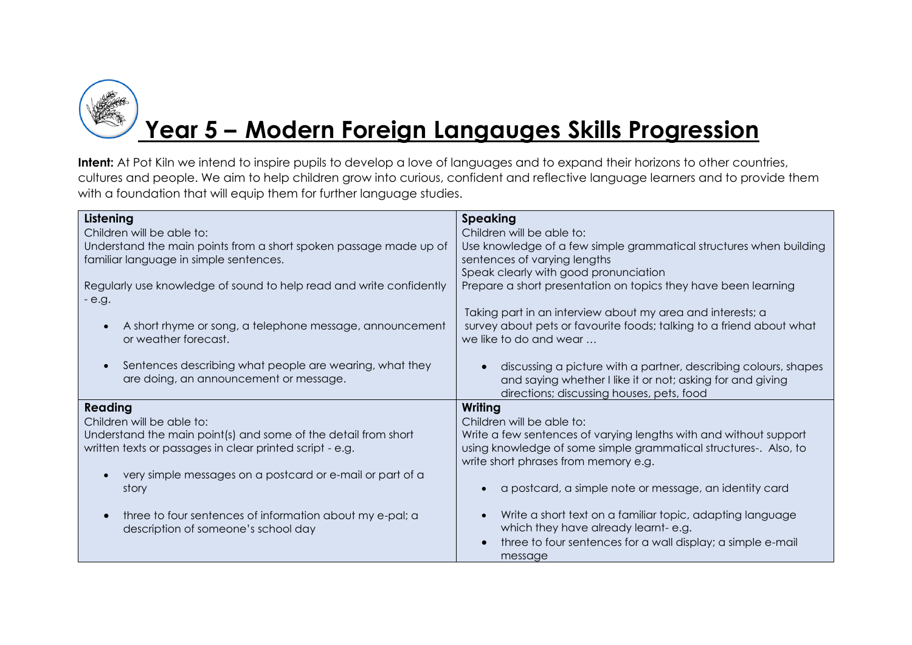# Year 5 – Modern Foreign Langauges Skills Progression

**Intent:** At Pot Kiln we intend to inspire pupils to develop a love of languages and to expand their horizons to other countries, cultures and people. We aim to help children grow into curious, confident and reflective language learners and to provide them with a foundation that will equip them for further language studies.

| **Listening** | **Speaking** |
| --- | --- |
| Children will be able to:<br>Understand the main points from a short spoken passage made up of familiar language in simple sentences.<br><br>Regularly use knowledge of sound to help read and write confidently - e.g.<br><ul><li>A short rhyme or song, a telephone message, announcement or weather forecast.</li><li>Sentences describing what people are wearing, what they are doing, an announcement or message.</li></ul> | Children will be able to:<br>Use knowledge of a few simple grammatical structures when building sentences of varying lengths<br>Speak clearly with good pronunciation<br>Prepare a short presentation on topics they have been learning<br><br>Taking part in an interview about my area and interests; a survey about pets or favourite foods; talking to a friend about what we like to do and wear …<br><ul><li>discussing a picture with a partner, describing colours, shapes and saying whether I like it or not; asking for and giving directions; discussing houses, pets, food</li></ul> |
| **Reading** | **Writing** |
| Children will be able to:<br>Understand the main point(s) and some of the detail from short written texts or passages in clear printed script - e.g.<br><ul><li>very simple messages on a postcard or e-mail or part of a story</li><li>three to four sentences of information about my e-pal; a description of someone's school day</li></ul> | Children will be able to:<br>Write a few sentences of varying lengths with and without support using knowledge of some simple grammatical structures-. Also, to write short phrases from memory e.g.<br><ul><li>a postcard, a simple note or message, an identity card</li><li>Write a short text on a familiar topic, adapting language which they have already learnt- e.g.</li><li>three to four sentences for a wall display; a simple e-mail message</li></ul> |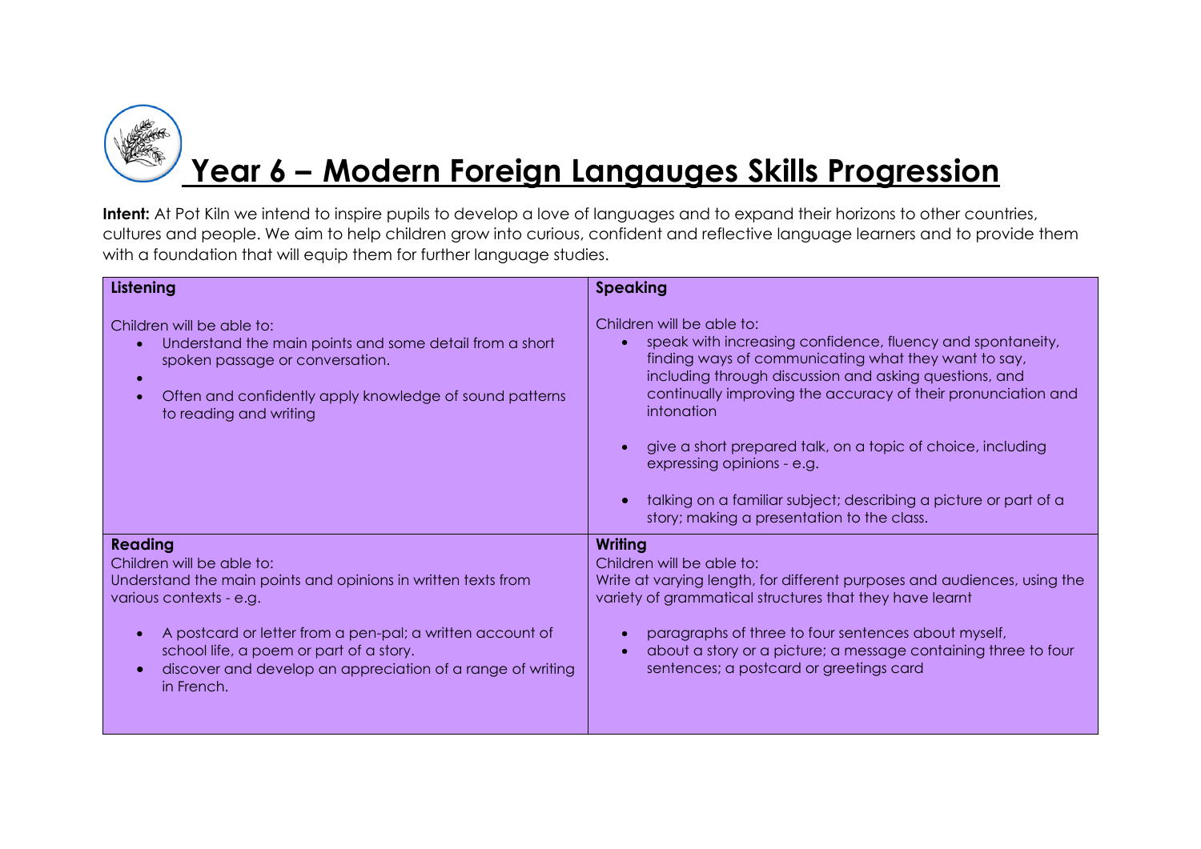# Year 6 – Modern Foreign Langauges Skills Progression

**Intent:** At Pot Kiln we intend to inspire pupils to develop a love of languages and to expand their horizons to other countries, cultures and people. We aim to help children grow into curious, confident and reflective language learners and to provide them with a foundation that will equip them for further language studies.

| **Listening** | **Speaking** |
|---|---|
| Children will be able to:<br>• Understand the main points and some detail from a short spoken passage or conversation.<br>•<br>• Often and confidently apply knowledge of sound patterns to reading and writing | Children will be able to:<br>• speak with increasing confidence, fluency and spontaneity, finding ways of communicating what they want to say, including through discussion and asking questions, and continually improving the accuracy of their pronunciation and intonation<br>• give a short prepared talk, on a topic of choice, including expressing opinions - e.g.<br>• talking on a familiar subject; describing a picture or part of a story; making a presentation to the class. |
| **Reading**<br>Children will be able to:<br>Understand the main points and opinions in written texts from various contexts - e.g.<br>• A postcard or letter from a pen-pal; a written account of school life, a poem or part of a story.<br>• discover and develop an appreciation of a range of writing in French. | **Writing**<br>Children will be able to:<br>Write at varying length, for different purposes and audiences, using the variety of grammatical structures that they have learnt<br>• paragraphs of three to four sentences about myself,<br>• about a story or a picture; a message containing three to four sentences; a postcard or greetings card |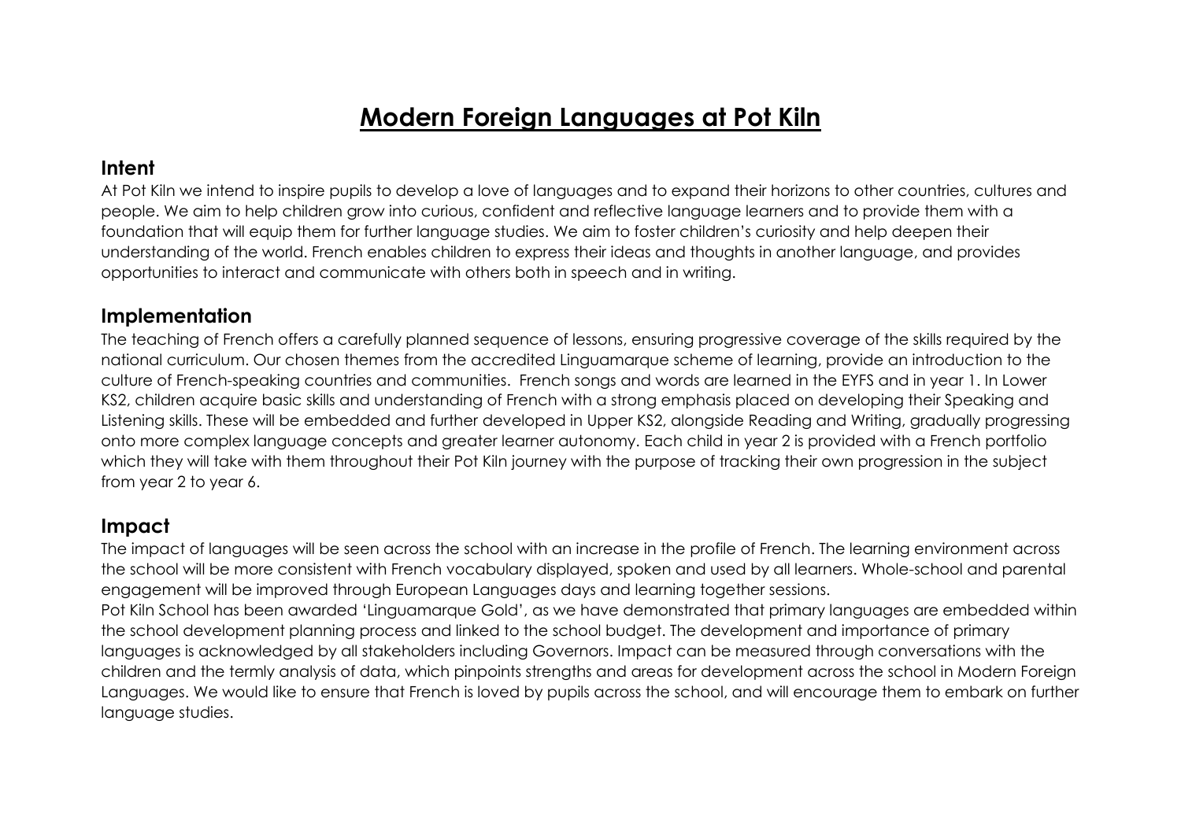# Modern Foreign Languages at Pot Kiln

## Intent

At Pot Kiln we intend to inspire pupils to develop a love of languages and to expand their horizons to other countries, cultures and people. We aim to help children grow into curious, confident and reflective language learners and to provide them with a foundation that will equip them for further language studies. We aim to foster children's curiosity and help deepen their understanding of the world. French enables children to express their ideas and thoughts in another language, and provides opportunities to interact and communicate with others both in speech and in writing.

## Implementation

The teaching of French offers a carefully planned sequence of lessons, ensuring progressive coverage of the skills required by the national curriculum. Our chosen themes from the accredited Linguamarque scheme of learning, provide an introduction to the culture of French-speaking countries and communities. French songs and words are learned in the EYFS and in year 1. In Lower KS2, children acquire basic skills and understanding of French with a strong emphasis placed on developing their Speaking and Listening skills. These will be embedded and further developed in Upper KS2, alongside Reading and Writing, gradually progressing onto more complex language concepts and greater learner autonomy. Each child in year 2 is provided with a French portfolio which they will take with them throughout their Pot Kiln journey with the purpose of tracking their own progression in the subject from year 2 to year 6.

## Impact

The impact of languages will be seen across the school with an increase in the profile of French. The learning environment across the school will be more consistent with French vocabulary displayed, spoken and used by all learners. Whole-school and parental engagement will be improved through European Languages days and learning together sessions.

Pot Kiln School has been awarded 'Linguamarque Gold', as we have demonstrated that primary languages are embedded within the school development planning process and linked to the school budget. The development and importance of primary languages is acknowledged by all stakeholders including Governors. Impact can be measured through conversations with the children and the termly analysis of data, which pinpoints strengths and areas for development across the school in Modern Foreign Languages. We would like to ensure that French is loved by pupils across the school, and will encourage them to embark on further language studies.